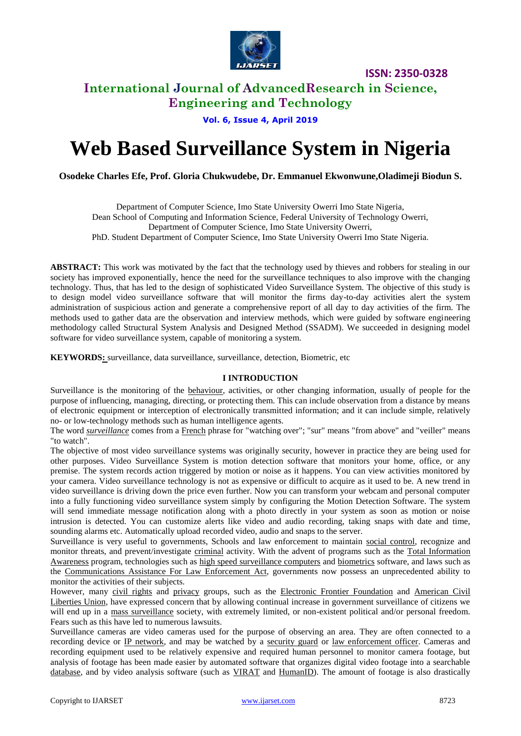# Web Based Surveillance System in Nigeria

**Osodeke Charles Efe, Prof. Gloria Chukwudebe, Dr. Emmanuel Ekwonwune,Oladimeji Biodun S.**

Department of Computer Science, Imo State University Owerri Imo State Nigeria,
Dean School of Computing and Information Science, Federal University of Technology Owerri,
Department of Computer Science, Imo State University Owerri,
PhD. Student Department of Computer Science, Imo State University Owerri Imo State Nigeria.

**ABSTRACT:** This work was motivated by the fact that the technology used by thieves and robbers for stealing in our society has improved exponentially, hence the need for the surveillance techniques to also improve with the changing technology. Thus, that has led to the design of sophisticated Video Surveillance System. The objective of this study is to design model video surveillance software that will monitor the firms day-to-day activities alert the system administration of suspicious action and generate a comprehensive report of all day to day activities of the firm. The methods used to gather data are the observation and interview methods, which were guided by software engineering methodology called Structural System Analysis and Designed Method (SSADM). We succeeded in designing model software for video surveillance system, capable of monitoring a system.

**KEYWORDS:** surveillance, data surveillance, surveillance, detection, Biometric, etc

## I INTRODUCTION

Surveillance is the monitoring of the behaviour, activities, or other changing information, usually of people for the purpose of influencing, managing, directing, or protecting them. This can include observation from a distance by means of electronic equipment or interception of electronically transmitted information; and it can include simple, relatively no- or low-technology methods such as human intelligence agents.

The word *surveillance* comes from a French phrase for "watching over"; "sur" means "from above" and "veiller" means "to watch".

The objective of most video surveillance systems was originally security, however in practice they are being used for other purposes. Video Surveillance System is motion detection software that monitors your home, office, or any premise. The system records action triggered by motion or noise as it happens. You can view activities monitored by your camera. Video surveillance technology is not as expensive or difficult to acquire as it used to be. A new trend in video surveillance is driving down the price even further. Now you can transform your webcam and personal computer into a fully functioning video surveillance system simply by configuring the Motion Detection Software. The system will send immediate message notification along with a photo directly in your system as soon as motion or noise intrusion is detected. You can customize alerts like video and audio recording, taking snaps with date and time, sounding alarms etc. Automatically upload recorded video, audio and snaps to the server.

Surveillance is very useful to governments, Schools and law enforcement to maintain social control, recognize and monitor threats, and prevent/investigate criminal activity. With the advent of programs such as the Total Information Awareness program, technologies such as high speed surveillance computers and biometrics software, and laws such as the Communications Assistance For Law Enforcement Act, governments now possess an unprecedented ability to monitor the activities of their subjects.

However, many civil rights and privacy groups, such as the Electronic Frontier Foundation and American Civil Liberties Union, have expressed concern that by allowing continual increase in government surveillance of citizens we will end up in a mass surveillance society, with extremely limited, or non-existent political and/or personal freedom. Fears such as this have led to numerous lawsuits.

Surveillance cameras are video cameras used for the purpose of observing an area. They are often connected to a recording device or IP network, and may be watched by a security guard or law enforcement officer. Cameras and recording equipment used to be relatively expensive and required human personnel to monitor camera footage, but analysis of footage has been made easier by automated software that organizes digital video footage into a searchable database, and by video analysis software (such as VIRAT and HumanID). The amount of footage is also drastically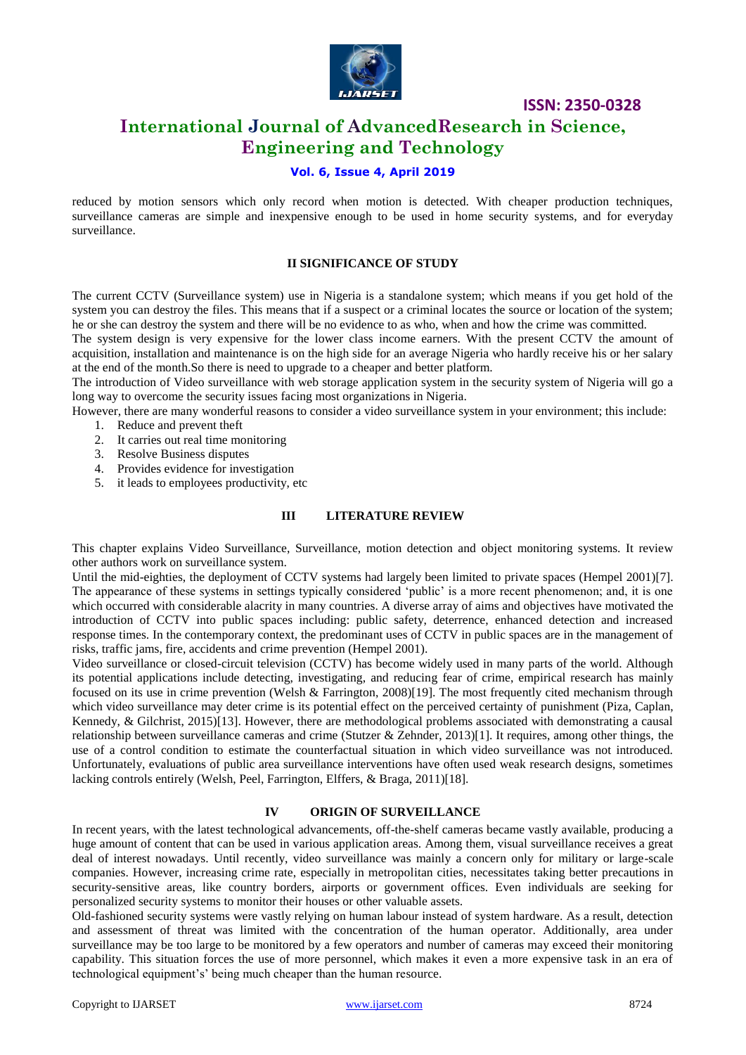reduced by motion sensors which only record when motion is detected. With cheaper production techniques, surveillance cameras are simple and inexpensive enough to be used in home security systems, and for everyday surveillance.

## II SIGNIFICANCE OF STUDY

The current CCTV (Surveillance system) use in Nigeria is a standalone system; which means if you get hold of the system you can destroy the files. This means that if a suspect or a criminal locates the source or location of the system; he or she can destroy the system and there will be no evidence to as who, when and how the crime was committed.

The system design is very expensive for the lower class income earners. With the present CCTV the amount of acquisition, installation and maintenance is on the high side for an average Nigeria who hardly receive his or her salary at the end of the month.So there is need to upgrade to a cheaper and better platform.

The introduction of Video surveillance with web storage application system in the security system of Nigeria will go a long way to overcome the security issues facing most organizations in Nigeria.

However, there are many wonderful reasons to consider a video surveillance system in your environment; this include:

1. Reduce and prevent theft
2. It carries out real time monitoring
3. Resolve Business disputes
4. Provides evidence for investigation
5. it leads to employees productivity, etc

## III LITERATURE REVIEW

This chapter explains Video Surveillance, Surveillance, motion detection and object monitoring systems. It review other authors work on surveillance system.

Until the mid-eighties, the deployment of CCTV systems had largely been limited to private spaces (Hempel 2001)[7]. The appearance of these systems in settings typically considered 'public' is a more recent phenomenon; and, it is one which occurred with considerable alacrity in many countries. A diverse array of aims and objectives have motivated the introduction of CCTV into public spaces including: public safety, deterrence, enhanced detection and increased response times. In the contemporary context, the predominant uses of CCTV in public spaces are in the management of risks, traffic jams, fire, accidents and crime prevention (Hempel 2001).

Video surveillance or closed-circuit television (CCTV) has become widely used in many parts of the world. Although its potential applications include detecting, investigating, and reducing fear of crime, empirical research has mainly focused on its use in crime prevention (Welsh & Farrington, 2008)[19]. The most frequently cited mechanism through which video surveillance may deter crime is its potential effect on the perceived certainty of punishment (Piza, Caplan, Kennedy, & Gilchrist, 2015)[13]. However, there are methodological problems associated with demonstrating a causal relationship between surveillance cameras and crime (Stutzer & Zehnder, 2013)[1]. It requires, among other things, the use of a control condition to estimate the counterfactual situation in which video surveillance was not introduced. Unfortunately, evaluations of public area surveillance interventions have often used weak research designs, sometimes lacking controls entirely (Welsh, Peel, Farrington, Elffers, & Braga, 2011)[18].

## IV ORIGIN OF SURVEILLANCE

In recent years, with the latest technological advancements, off-the-shelf cameras became vastly available, producing a huge amount of content that can be used in various application areas. Among them, visual surveillance receives a great deal of interest nowadays. Until recently, video surveillance was mainly a concern only for military or large-scale companies. However, increasing crime rate, especially in metropolitan cities, necessitates taking better precautions in security-sensitive areas, like country borders, airports or government offices. Even individuals are seeking for personalized security systems to monitor their houses or other valuable assets.

Old-fashioned security systems were vastly relying on human labour instead of system hardware. As a result, detection and assessment of threat was limited with the concentration of the human operator. Additionally, area under surveillance may be too large to be monitored by a few operators and number of cameras may exceed their monitoring capability. This situation forces the use of more personnel, which makes it even a more expensive task in an era of technological equipment's' being much cheaper than the human resource.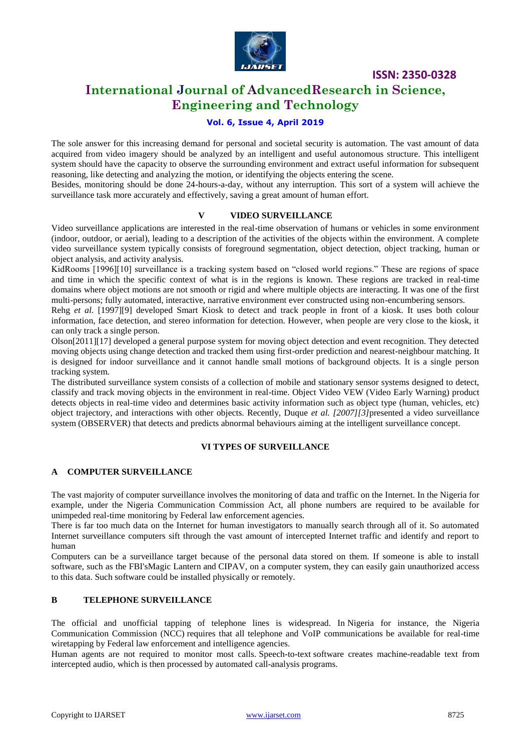The sole answer for this increasing demand for personal and societal security is automation. The vast amount of data acquired from video imagery should be analyzed by an intelligent and useful autonomous structure. This intelligent system should have the capacity to observe the surrounding environment and extract useful information for subsequent reasoning, like detecting and analyzing the motion, or identifying the objects entering the scene.

Besides, monitoring should be done 24-hours-a-day, without any interruption. This sort of a system will achieve the surveillance task more accurately and effectively, saving a great amount of human effort.

## V VIDEO SURVEILLANCE

Video surveillance applications are interested in the real-time observation of humans or vehicles in some environment (indoor, outdoor, or aerial), leading to a description of the activities of the objects within the environment. A complete video surveillance system typically consists of foreground segmentation, object detection, object tracking, human or object analysis, and activity analysis.

KidRooms [1996][10] surveillance is a tracking system based on "closed world regions." These are regions of space and time in which the specific context of what is in the regions is known. These regions are tracked in real-time domains where object motions are not smooth or rigid and where multiple objects are interacting. It was one of the first multi-persons; fully automated, interactive, narrative environment ever constructed using non-encumbering sensors.

Rehg *et al.* [1997][9] developed Smart Kiosk to detect and track people in front of a kiosk. It uses both colour information, face detection, and stereo information for detection. However, when people are very close to the kiosk, it can only track a single person.

Olson[2011][17] developed a general purpose system for moving object detection and event recognition. They detected moving objects using change detection and tracked them using first-order prediction and nearest-neighbour matching. It is designed for indoor surveillance and it cannot handle small motions of background objects. It is a single person tracking system.

The distributed surveillance system consists of a collection of mobile and stationary sensor systems designed to detect, classify and track moving objects in the environment in real-time. Object Video VEW (Video Early Warning) product detects objects in real-time video and determines basic activity information such as object type (human, vehicles, etc) object trajectory, and interactions with other objects. Recently, Duque *et al. [2007][3]*presented a video surveillance system (OBSERVER) that detects and predicts abnormal behaviours aiming at the intelligent surveillance concept.

## VI TYPES OF SURVEILLANCE

### A COMPUTER SURVEILLANCE

The vast majority of computer surveillance involves the monitoring of data and traffic on the Internet. In the Nigeria for example, under the Nigeria Communication Commission Act, all phone numbers are required to be available for unimpeded real-time monitoring by Federal law enforcement agencies.

There is far too much data on the Internet for human investigators to manually search through all of it. So automated Internet surveillance computers sift through the vast amount of intercepted Internet traffic and identify and report to human

Computers can be a surveillance target because of the personal data stored on them. If someone is able to install software, such as the FBI'sMagic Lantern and CIPAV, on a computer system, they can easily gain unauthorized access to this data. Such software could be installed physically or remotely.

### B TELEPHONE SURVEILLANCE

The official and unofficial tapping of telephone lines is widespread. In Nigeria for instance, the Nigeria Communication Commission (NCC) requires that all telephone and VoIP communications be available for real-time wiretapping by Federal law enforcement and intelligence agencies.

Human agents are not required to monitor most calls. Speech-to-text software creates machine-readable text from intercepted audio, which is then processed by automated call-analysis programs.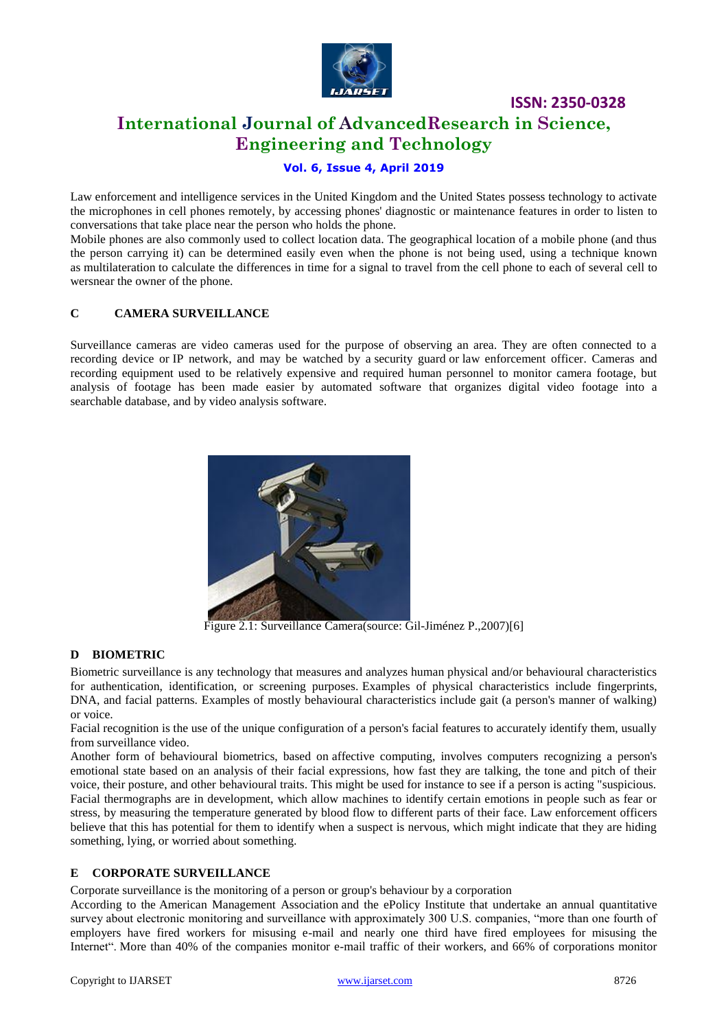Law enforcement and intelligence services in the United Kingdom and the United States possess technology to activate the microphones in cell phones remotely, by accessing phones' diagnostic or maintenance features in order to listen to conversations that take place near the person who holds the phone.

Mobile phones are also commonly used to collect location data. The geographical location of a mobile phone (and thus the person carrying it) can be determined easily even when the phone is not being used, using a technique known as multilateration to calculate the differences in time for a signal to travel from the cell phone to each of several cell to wersnear the owner of the phone.

### C CAMERA SURVEILLANCE

Surveillance cameras are video cameras used for the purpose of observing an area. They are often connected to a recording device or IP network, and may be watched by a security guard or law enforcement officer. Cameras and recording equipment used to be relatively expensive and required human personnel to monitor camera footage, but analysis of footage has been made easier by automated software that organizes digital video footage into a searchable database, and by video analysis software.

Figure 2.1: Surveillance Camera(source: Gil-Jiménez P.,2007)[6]

### D BIOMETRIC

Biometric surveillance is any technology that measures and analyzes human physical and/or behavioural characteristics for authentication, identification, or screening purposes. Examples of physical characteristics include fingerprints, DNA, and facial patterns. Examples of mostly behavioural characteristics include gait (a person's manner of walking) or voice.

Facial recognition is the use of the unique configuration of a person's facial features to accurately identify them, usually from surveillance video.

Another form of behavioural biometrics, based on affective computing, involves computers recognizing a person's emotional state based on an analysis of their facial expressions, how fast they are talking, the tone and pitch of their voice, their posture, and other behavioural traits. This might be used for instance to see if a person is acting "suspicious. Facial thermographs are in development, which allow machines to identify certain emotions in people such as fear or stress, by measuring the temperature generated by blood flow to different parts of their face. Law enforcement officers believe that this has potential for them to identify when a suspect is nervous, which might indicate that they are hiding something, lying, or worried about something.

### E CORPORATE SURVEILLANCE

Corporate surveillance is the monitoring of a person or group's behaviour by a corporation

According to the American Management Association and the ePolicy Institute that undertake an annual quantitative survey about electronic monitoring and surveillance with approximately 300 U.S. companies, "more than one fourth of employers have fired workers for misusing e-mail and nearly one third have fired employees for misusing the Internet". More than 40% of the companies monitor e-mail traffic of their workers, and 66% of corporations monitor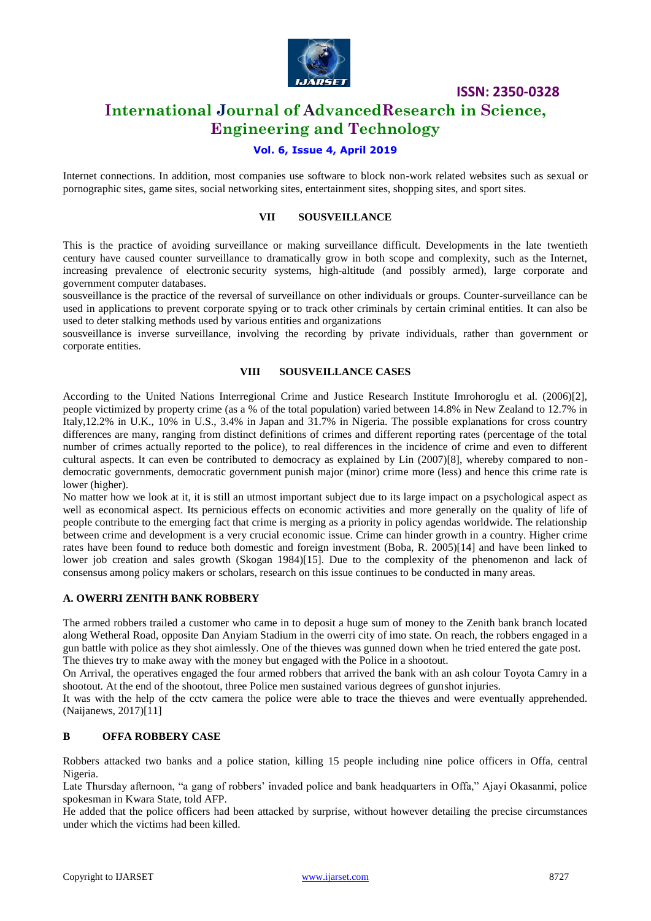Internet connections. In addition, most companies use software to block non-work related websites such as sexual or pornographic sites, game sites, social networking sites, entertainment sites, shopping sites, and sport sites.

## VII SOUSVEILLANCE

This is the practice of avoiding surveillance or making surveillance difficult. Developments in the late twentieth century have caused counter surveillance to dramatically grow in both scope and complexity, such as the Internet, increasing prevalence of electronic security systems, high-altitude (and possibly armed), large corporate and government computer databases.

sousveillance is the practice of the reversal of surveillance on other individuals or groups. Counter-surveillance can be used in applications to prevent corporate spying or to track other criminals by certain criminal entities. It can also be used to deter stalking methods used by various entities and organizations

sousveillance is inverse surveillance, involving the recording by private individuals, rather than government or corporate entities.

## VIII SOUSVEILLANCE CASES

According to the United Nations Interregional Crime and Justice Research Institute Imrohoroglu et al. (2006)[2], people victimized by property crime (as a % of the total population) varied between 14.8% in New Zealand to 12.7% in Italy,12.2% in U.K., 10% in U.S., 3.4% in Japan and 31.7% in Nigeria. The possible explanations for cross country differences are many, ranging from distinct definitions of crimes and different reporting rates (percentage of the total number of crimes actually reported to the police), to real differences in the incidence of crime and even to different cultural aspects. It can even be contributed to democracy as explained by Lin (2007)[8], whereby compared to non-democratic governments, democratic government punish major (minor) crime more (less) and hence this crime rate is lower (higher).

No matter how we look at it, it is still an utmost important subject due to its large impact on a psychological aspect as well as economical aspect. Its pernicious effects on economic activities and more generally on the quality of life of people contribute to the emerging fact that crime is merging as a priority in policy agendas worldwide. The relationship between crime and development is a very crucial economic issue. Crime can hinder growth in a country. Higher crime rates have been found to reduce both domestic and foreign investment (Boba, R. 2005)[14] and have been linked to lower job creation and sales growth (Skogan 1984)[15]. Due to the complexity of the phenomenon and lack of consensus among policy makers or scholars, research on this issue continues to be conducted in many areas.

### A. OWERRI ZENITH BANK ROBBERY

The armed robbers trailed a customer who came in to deposit a huge sum of money to the Zenith bank branch located along Wetheral Road, opposite Dan Anyiam Stadium in the owerri city of imo state. On reach, the robbers engaged in a gun battle with police as they shot aimlessly. One of the thieves was gunned down when he tried entered the gate post. The thieves try to make away with the money but engaged with the Police in a shootout.

On Arrival, the operatives engaged the four armed robbers that arrived the bank with an ash colour Toyota Camry in a shootout. At the end of the shootout, three Police men sustained various degrees of gunshot injuries.

It was with the help of the cctv camera the police were able to trace the thieves and were eventually apprehended. (Naijanews, 2017)[11]

### B OFFA ROBBERY CASE

Robbers attacked two banks and a police station, killing 15 people including nine police officers in Offa, central Nigeria.

Late Thursday afternoon, "a gang of robbers' invaded police and bank headquarters in Offa," Ajayi Okasanmi, police spokesman in Kwara State, told AFP.

He added that the police officers had been attacked by surprise, without however detailing the precise circumstances under which the victims had been killed.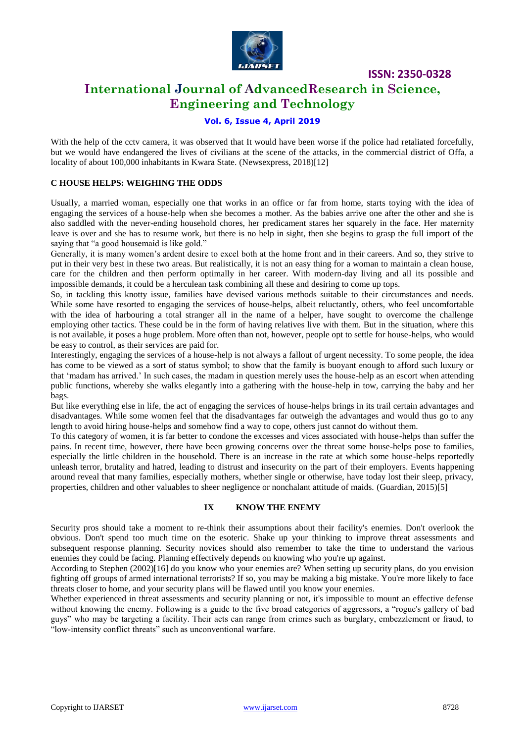With the help of the cctv camera, it was observed that It would have been worse if the police had retaliated forcefully, but we would have endangered the lives of civilians at the scene of the attacks, in the commercial district of Offa, a locality of about 100,000 inhabitants in Kwara State. (Newsexpress, 2018)[12]

### C HOUSE HELPS: WEIGHING THE ODDS

Usually, a married woman, especially one that works in an office or far from home, starts toying with the idea of engaging the services of a house-help when she becomes a mother. As the babies arrive one after the other and she is also saddled with the never-ending household chores, her predicament stares her squarely in the face. Her maternity leave is over and she has to resume work, but there is no help in sight, then she begins to grasp the full import of the saying that "a good housemaid is like gold."

Generally, it is many women's ardent desire to excel both at the home front and in their careers. And so, they strive to put in their very best in these two areas. But realistically, it is not an easy thing for a woman to maintain a clean house, care for the children and then perform optimally in her career. With modern-day living and all its possible and impossible demands, it could be a herculean task combining all these and desiring to come up tops.

So, in tackling this knotty issue, families have devised various methods suitable to their circumstances and needs. While some have resorted to engaging the services of house-helps, albeit reluctantly, others, who feel uncomfortable with the idea of harbouring a total stranger all in the name of a helper, have sought to overcome the challenge employing other tactics. These could be in the form of having relatives live with them. But in the situation, where this is not available, it poses a huge problem. More often than not, however, people opt to settle for house-helps, who would be easy to control, as their services are paid for.

Interestingly, engaging the services of a house-help is not always a fallout of urgent necessity. To some people, the idea has come to be viewed as a sort of status symbol; to show that the family is buoyant enough to afford such luxury or that 'madam has arrived.' In such cases, the madam in question merely uses the house-help as an escort when attending public functions, whereby she walks elegantly into a gathering with the house-help in tow, carrying the baby and her bags.

But like everything else in life, the act of engaging the services of house-helps brings in its trail certain advantages and disadvantages. While some women feel that the disadvantages far outweigh the advantages and would thus go to any length to avoid hiring house-helps and somehow find a way to cope, others just cannot do without them.

To this category of women, it is far better to condone the excesses and vices associated with house-helps than suffer the pains. In recent time, however, there have been growing concerns over the threat some house-helps pose to families, especially the little children in the household. There is an increase in the rate at which some house-helps reportedly unleash terror, brutality and hatred, leading to distrust and insecurity on the part of their employers. Events happening around reveal that many families, especially mothers, whether single or otherwise, have today lost their sleep, privacy, properties, children and other valuables to sheer negligence or nonchalant attitude of maids. (Guardian, 2015)[5]

## IX KNOW THE ENEMY

Security pros should take a moment to re-think their assumptions about their facility's enemies. Don't overlook the obvious. Don't spend too much time on the esoteric. Shake up your thinking to improve threat assessments and subsequent response planning. Security novices should also remember to take the time to understand the various enemies they could be facing. Planning effectively depends on knowing who you're up against.

According to Stephen (2002)[16] do you know who your enemies are? When setting up security plans, do you envision fighting off groups of armed international terrorists? If so, you may be making a big mistake. You're more likely to face threats closer to home, and your security plans will be flawed until you know your enemies.

Whether experienced in threat assessments and security planning or not, it's impossible to mount an effective defense without knowing the enemy. Following is a guide to the five broad categories of aggressors, a "rogue's gallery of bad guys" who may be targeting a facility. Their acts can range from crimes such as burglary, embezzlement or fraud, to "low-intensity conflict threats" such as unconventional warfare.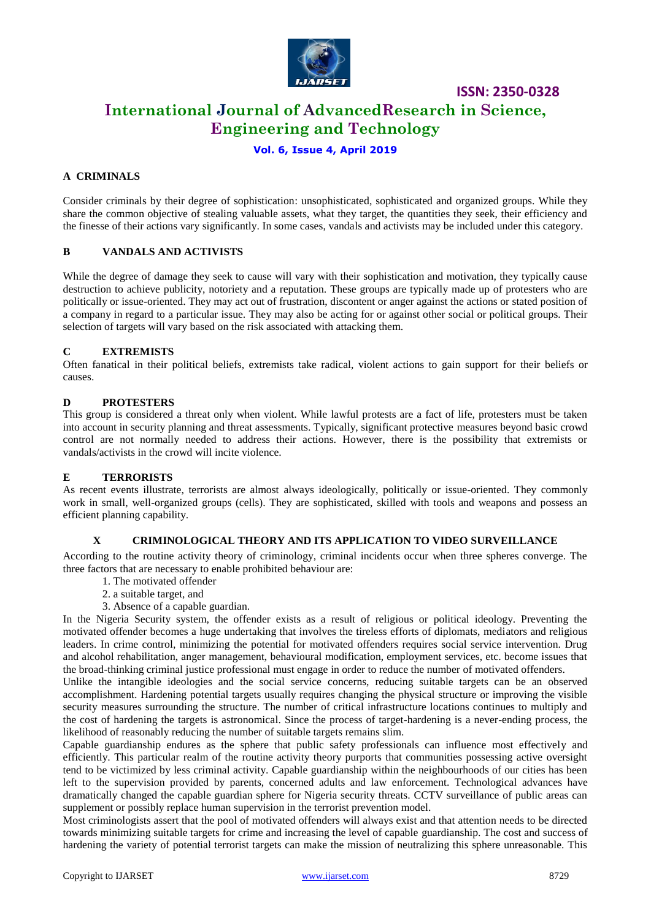### A CRIMINALS

Consider criminals by their degree of sophistication: unsophisticated, sophisticated and organized groups. While they share the common objective of stealing valuable assets, what they target, the quantities they seek, their efficiency and the finesse of their actions vary significantly. In some cases, vandals and activists may be included under this category.

### B VANDALS AND ACTIVISTS

While the degree of damage they seek to cause will vary with their sophistication and motivation, they typically cause destruction to achieve publicity, notoriety and a reputation. These groups are typically made up of protesters who are politically or issue-oriented. They may act out of frustration, discontent or anger against the actions or stated position of a company in regard to a particular issue. They may also be acting for or against other social or political groups. Their selection of targets will vary based on the risk associated with attacking them.

### C EXTREMISTS

Often fanatical in their political beliefs, extremists take radical, violent actions to gain support for their beliefs or causes.

### D PROTESTERS

This group is considered a threat only when violent. While lawful protests are a fact of life, protesters must be taken into account in security planning and threat assessments. Typically, significant protective measures beyond basic crowd control are not normally needed to address their actions. However, there is the possibility that extremists or vandals/activists in the crowd will incite violence.

### E TERRORISTS

As recent events illustrate, terrorists are almost always ideologically, politically or issue-oriented. They commonly work in small, well-organized groups (cells). They are sophisticated, skilled with tools and weapons and possess an efficient planning capability.

## X CRIMINOLOGICAL THEORY AND ITS APPLICATION TO VIDEO SURVEILLANCE

According to the routine activity theory of criminology, criminal incidents occur when three spheres converge. The three factors that are necessary to enable prohibited behaviour are:

1. The motivated offender
2. a suitable target, and
3. Absence of a capable guardian.

In the Nigeria Security system, the offender exists as a result of religious or political ideology. Preventing the motivated offender becomes a huge undertaking that involves the tireless efforts of diplomats, mediators and religious leaders. In crime control, minimizing the potential for motivated offenders requires social service intervention. Drug and alcohol rehabilitation, anger management, behavioural modification, employment services, etc. become issues that the broad-thinking criminal justice professional must engage in order to reduce the number of motivated offenders.

Unlike the intangible ideologies and the social service concerns, reducing suitable targets can be an observed accomplishment. Hardening potential targets usually requires changing the physical structure or improving the visible security measures surrounding the structure. The number of critical infrastructure locations continues to multiply and the cost of hardening the targets is astronomical. Since the process of target-hardening is a never-ending process, the likelihood of reasonably reducing the number of suitable targets remains slim.

Capable guardianship endures as the sphere that public safety professionals can influence most effectively and efficiently. This particular realm of the routine activity theory purports that communities possessing active oversight tend to be victimized by less criminal activity. Capable guardianship within the neighbourhoods of our cities has been left to the supervision provided by parents, concerned adults and law enforcement. Technological advances have dramatically changed the capable guardian sphere for Nigeria security threats. CCTV surveillance of public areas can supplement or possibly replace human supervision in the terrorist prevention model.

Most criminologists assert that the pool of motivated offenders will always exist and that attention needs to be directed towards minimizing suitable targets for crime and increasing the level of capable guardianship. The cost and success of hardening the variety of potential terrorist targets can make the mission of neutralizing this sphere unreasonable. This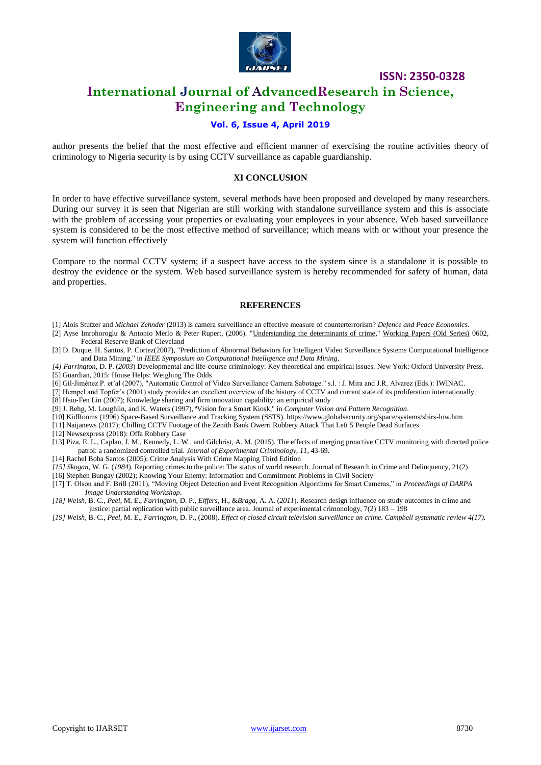author presents the belief that the most effective and efficient manner of exercising the routine activities theory of criminology to Nigeria security is by using CCTV surveillance as capable guardianship.

## XI CONCLUSION

In order to have effective surveillance system, several methods have been proposed and developed by many researchers. During our survey it is seen that Nigerian are still working with standalone surveillance system and this is associate with the problem of accessing your properties or evaluating your employees in your absence. Web based surveillance system is considered to be the most effective method of surveillance; which means with or without your presence the system will function effectively

Compare to the normal CCTV system; if a suspect have access to the system since is a standalone it is possible to destroy the evidence or the system. Web based surveillance system is hereby recommended for safety of human, data and properties.

## REFERENCES

[1] Alois Stutzer and *Michael Zehnder* (2013) Is camera surveillance an effective measure of counterterrorism? *Defence and Peace Economics*.

[2] Ayse Imrohoroglu & Antonio Merlo & Peter Rupert, (2006). "Understanding the determinants of crime," Working Papers (Old Series) 0602, Federal Reserve Bank of Cleveland

[3] D. Duque, H. Santos, P. Cortez(2007), "Prediction of Abnormal Behaviors for Intelligent Video Surveillance Systems Computational Intelligence and Data Mining," in *IEEE Symposium on Computational Intelligence and Data Mining*.

*[4] Farrington*, D. P. (*2003*) Developmental and life-course criminology: Key theoretical and empirical issues. New York: Oxford University Press.

[5] Guardian, 2015: House Helps: Weighing The Odds

[6] Gil-Jiménez P. et'al (2007), "Automatic Control of Video Surveillance Camera Sabotage." s.l. : J. Mira and J.R. Alvarez (Eds.): IWINAC.

[7] Hempel and Topfer's (2001) study provides an excellent overview of the history of CCTV and current state of its proliferation internationally.

[8] Hsiu-Fen Lin (2007); Knowledge sharing and firm innovation capability: an empirical study

[9] J. Rehg, M. Loughlin, and K. Waters (1997), ªVision for a Smart Kiosk," in *Computer Vision and Pattern Recognition*.

[10] KidRooms (1996) Space-Based Surveillance and Tracking System (SSTS). https://www.globalsecurity.org/space/systems/sbirs-low.htm

[11] Naijanews (2017); Chilling CCTV Footage of the Zenith Bank Owerri Robbery Attack That Left 5 People Dead Surfaces

[12] Newsexpress (2018): Offa Robbery Case

[13] Piza, E. L., Caplan, J. M., Kennedy, L. W., and Gilchrist, A. M. (2015). The effects of merging proactive CCTV monitoring with directed police patrol: a randomized controlled trial. *Journal of Experimental Criminology, 11*, 43-69.

[14] Rachel Boba Santos (2005); Crime Analysis With Crime Mapping Third Edition

*[15] Skogan*, W. G. (*1984*). Reporting crimes to the police: The status of world research. Journal of Research in Crime and Delinquency, 21(2)

[16] Stephen Bungay (2002); Knowing Your Enemy: Information and Commitment Problems in Civil Society

[17] T. Olson and F. Brill (2011), "Moving Object Detection and Event Recognition Algorithms for Smart Cameras," in *Proceedings of DARPA Image Understanding Workshop*.

*[18] Welsh*, B. C., *Peel*, M. E., *Farrington*, D. P., *Elffers*, H., &*Braga*, A. A. (*2011*). Research design influence on study outcomes in crime and justice: partial replication with public surveillance area. Journal of experimental crimonology, 7(2) 183 – 198

*[19] Welsh*, B. C., *Peel*, M. E., *Farrington*, D. P., (2008). *Effect of closed circuit television surveillance on crime. Campbell systematic review 4(17).*